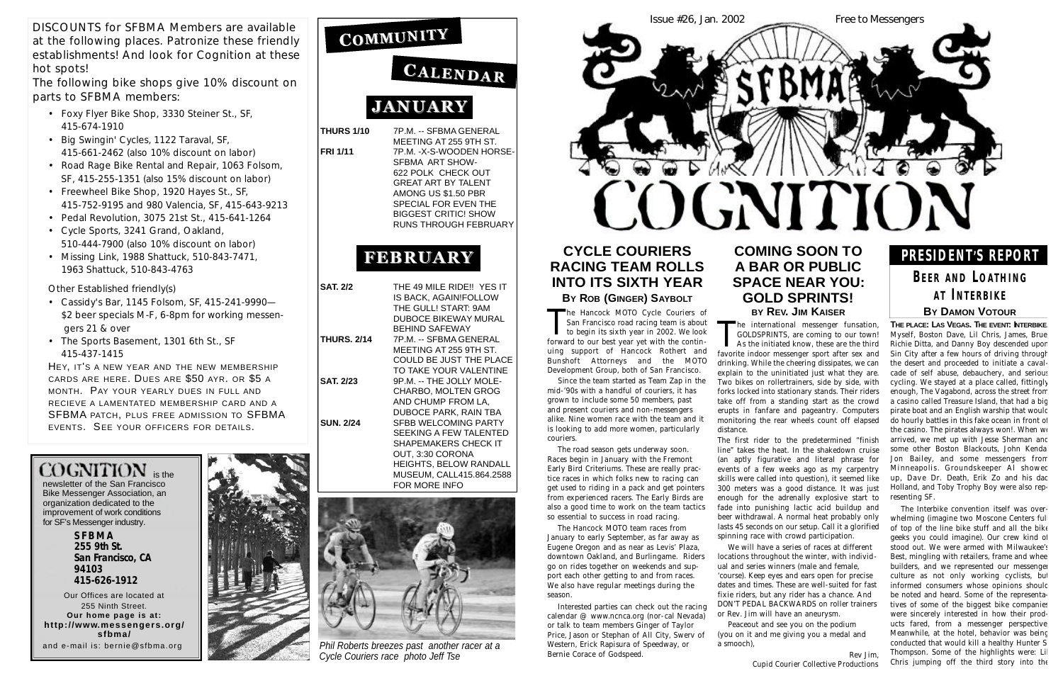DISCOUNTS for SFBMA Members are available at the following places. Patronize these friendly establishments! And look for Cognition at these hot spots!

The following bike shops give 10% discount on parts to SFBMA members:

- Foxy Flyer Bike Shop, 3330 Steiner St., SF, 415-674-1910
- Big Swingin' Cycles, 1122 Taraval, SF, 415-661-2462 (also 10% discount on labor)
- Road Rage Bike Rental and Repair, 1063 Folsom, SF, 415-255-1351 (also 15% discount on labor)
- Freewheel Bike Shop, 1920 Hayes St., SF, 415-752-9195 and 980 Valencia, SF, 415-643-9213
- Pedal Revolution, 3075 21st St., 415-641-1264
- Cycle Sports, 3241 Grand, Oakland, 510-444-7900 (also 10% discount on labor)
- Missing Link, 1988 Shattuck, 510-843-7471, 1963 Shattuck, 510-843-4763

Other Established friendly(s)

- Cassidy's Bar, 1145 Folsom, SF, 415-241-9990— $2 beer specials M-F, 6-8pm for working messengers 21 & over
- The Sports Basement, 1301 6th St., SF 415-437-1415

HEY, IT'S A NEW YEAR AND THE NEW MEMBERSHIP CARDS ARE HERE. DUES ARE $50 A YR. OR $5 A MONTH. PAY YOUR YEARLY DUES IN FULL AND RECIEVE A LAMENTATED MEMBERSHIP CARD AND A SFBMA PATCH, PLUS FREE ADMISSION TO SFBMA EVENTS. SEE YOUR OFFICERS FOR DETAILS.

**COGNITION** is the newsletter of the San Francisco Bike Messenger Association, an organization dedicated to the improvement of work conditions for SF's Messenger industry.

**SFBMA**
**255 9th St.**
**San Francisco, CA 94103**
**415-626-1912**

Our Offices are located at 255 Ninth Street.
**Our home page is at: http://www.messengers.org/sfbma/**
and e-mail is: bernie@sfbma.org

# COMMUNITY CALENDAR

## JANUARY

| | |
|---|---|
| THURS 1/10 | 7P.M. -- SFBMA GENERAL MEETING AT 255 9TH ST. |
| FRI 1/11 | 7P.M. -X-S-WOODEN HORSE- SFBMA ART SHOW- 622 POLK CHECK OUT GREAT ART BY TALENT AMONG US $1.50 PBR SPECIAL FOR EVEN THE BIGGEST CRITIC! SHOW RUNS THROUGH FEBRUARY |

## FEBRUARY

| | |
|---|---|
| SAT. 2/2 | THE 49 MILE RIDE!! YES IT IS BACK, AGAIN!FOLLOW THE GULL! START: 9AM DUBOCE BIKEWAY MURAL BEHIND SAFEWAY |
| THURS. 2/14 | 7P.M. -- SFBMA GENERAL MEETING AT 255 9TH ST. COULD BE JUST THE PLACE TO TAKE YOUR VALENTINE |
| SAT. 2/23 | 9P.M. -- THE JOLLY MOLE-CHARBO, MOLTEN GROG AND CHUMP FROM LA, DUBOCE PARK, RAIN TBA |
| SUN. 2/24 | SFBB WELCOMING PARTY SEEKING A FEW TALENTED SHAPEMAKERS CHECK IT OUT, 3:30 CORONA HEIGHTS, BELOW RANDALL MUSEUM, CALL415.864.2588 FOR MORE INFO |

*Phil Roberts breezes past another racer at a Cycle Couriers race photo Jeff Tse*

Issue #26, Jan. 2002 — Free to Messengers

# COGNITION

## CYCLE COURIERS RACING TEAM ROLLS INTO ITS SIXTH YEAR

### By Rob (Ginger) Saybolt

The Hancock MOTO Cycle Couriers of San Francisco road racing team is about to begin its sixth year in 2002. We look forward to our best year yet with the continuing support of Hancock Rothert and Bunshoft Attorneys and the MOTO Development Group, both of San Francisco.

Since the team started as Team Zap in the mid-'90s with a handful of couriers, it has grown to include some 50 members, past and present couriers and non-messengers alike. Nine women race with the team and it is looking to add more women, particularly couriers.

The road season gets underway soon. Races begin in January with the Fremont Early Bird Criteriums. These are really practice races in which folks new to racing can get used to riding in a pack and get pointers from experienced racers. The Early Birds are also a good time to work on the team tactics so essential to success in road racing.

The Hancock MOTO team races from January to early September, as far away as Eugene Oregon and as near as Levis' Plaza, downtown Oakland, and Burlingame. Riders go on rides together on weekends and support each other getting to and from races. We also have regular meetings during the season.

Interested parties can check out the racing calendar @ www.ncnca.org (nor-cal Nevada) or talk to team members Ginger of Taylor Price, Jason or Stephan of All City, Swerv of Western, Erick Rapisura of Speedway, or Bernie Corace of Godspeed.

## COMING SOON TO A BAR OR PUBLIC SPACE NEAR YOU: GOLD SPRINTS!

### by Rev. Jim Kaiser

The international messenger funsation, GOLDSPRINTS, are coming to our town! As the initiated know, these are the third favorite indoor messenger sport after sex and drinking. While the cheering dissipates, we can explain to the uninitiated just what they are. Two bikes on rollertrainers, side by side, with forks locked into stationary stands. Their riders take off from a standing start as the crowd erupts in fanfare and pageantry. Computers monitoring the rear wheels count off elapsed distance.

The first rider to the predetermined "finish line" takes the heat. In the shakedown cruise (an aptly figurative and literal phrase for events of a few weeks ago as my carpentry skills were called into question), it seemed like 300 meters was a good distance. It was just enough for the adrenally explosive start to fade into punishing lactic acid buildup and beer withdrawal. A normal heat probably only lasts 45 seconds on our setup. Call it a glorified spinning race with crowd participation.

We will have a series of races at different locations throughout the winter, with individual and series winners (male and female, 'course). Keep eyes and ears open for precise dates and times. These are well-suited for fast fixie riders, but any rider has a chance. And DON'T PEDAL BACKWARDS on roller trainers or Rev. Jim will have an aneurysm.

Peaceout and see you on the podium (you on it and me giving you a medal and a smooch),

Rev Jim,
Cupid Courier Collective Productions

## PRESIDENT'S REPORT

### BEER AND LOATHING AT INTERBIKE

### By Damon Votour

THE PLACE: LAS VEGAS. THE EVENT: INTERBIKE. Myself, Boston Dave, Lil Chris, James, Brue Richie Ditta, and Danny Boy descended upon Sin City after a few hours of driving through the desert and proceeded to initiate a cavalcade of self abuse, debauchery, and serious cycling. We stayed at a place called, fittingly enough, The Vagabond, across the street from a casino called Treasure Island, that had a big pirate boat and an English warship that would do hourly battles in this fake ocean in front of the casino. The pirates always won!. When we arrived, we met up with Jesse Sherman and some other Boston Blackouts, John Kendal Jon Bailey, and some messengers from Minneapolis. Groundskeeper Al showed up, Dave Dr. Death, Erik Zo and his dad Holland, and Toby Trophy Boy were also representing SF.

The Interbike convention itself was overwhelming (imagine two Moscone Centers full of top of the line bike stuff and all the bike geeks you could imagine). Our crew kind of stood out. We were armed with Milwaukee's Best, mingling with retailers, frame and wheel builders, and we represented our messenger culture as not only working cyclists, but informed consumers whose opinions should be noted and heard. Some of the representatives of some of the biggest bike companies were sincerely interested in how their products fared, from a messenger perspective. Meanwhile, at the hotel, behavior was being conducted that would kill a healthy Hunter S Thompson. Some of the highlights were: Lil Chris jumping off the third story into the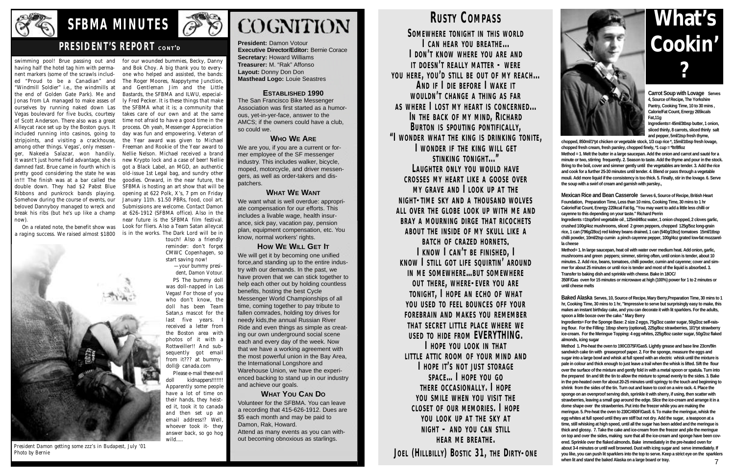# SFBMA MINUTES

## PRESIDENT'S REPORT CONT'D

swimming pool! Brue passing out and having half the hotel tag him with permanent markers (some of the scrawls included "Proud to be a Canadian" and "Windmill Soldier" i.e., the windmills at the end of Golden Gate Park). Me and Jonas from LA managed to make asses of ourselves by running naked down Las Vegas boulevard for five bucks, courtesy of Scott Anderson. There also was a great Alleycat race set up by the Boston guys. It included running into casinos, going to stripjoints, and visiting a crackhouse, among other things. Vegas', only messenger, Nakeela Salazar, won handily. It wasn't just home field advantage, she is damned fast. Brue came in fourth which is pretty good considering the state he was in!!! The finish was at a bar called the double down. They had $2 Pabst Blue Ribbons and punkrock bands playing. Somehow during the course of events, our beloved Dannyboy managed to wreck and break his ribs (but he's up like a champ now).

On a related note, the benefit show was a raging success. We raised almost $1800 for our wounded bummies, Becky, Danny and Bok Choy. A big thank you to everyone who helped and assisted, the bands: The Roger Moores, Nappytyme Junction, and Gentleman Jim and the Little Bastards, the SFBMA and ILWU, especially Fred Pecker. It is these things that make the SFBMA what it is; a community that takes care of our own and at the same time not afraid to have a good time in the process. Oh yeah, Messenger Appreciation day was fun and empowering. Veteran of the Year award was given to Michael Freeman and Rookie of the Year award to Nellie Nelson. Michael received a brand new Krypto lock and a case of beer! Nellie got a Black Label, an MGD, an authentic old-issue 1st Legal bag, and sundry other goodies. Onward, in the near future, the SFBMA is hosting an art show that will be opening at 622 Polk, X's, 7 pm on Friday January 11th. $1.50 PBRs, food, cool art. Submissions are welcome. Contact Damon at 626-1912 (SFBMA office). Also in the near future is the SFBMA film festival. Look for fliers. Also a Team Satan alleycat is in the works. The Dark Lord will be in touch! Also a friendly reminder: don't forget CMWC Copenhagen, so start saving now!

—your bummy president, Damon Votour.

PS The bummy doll was doll-napped in Las Vegas! For those of you who don't know, the doll has been Team Satan,s mascot for the last five years. I received a letter from the Boston area with photos of it with a Rottweiller!! And subsequently got email from it??? at bummydoll@ canada.com

Please e-mail these evil doll kidnappers!!!!!! Apparently some people have a lot of time on their hands, they heisted it, took it to canada and then set up an email address!? Well, whoever took it- they answer back, so go hog wild.....

*President Damon getting some zzz's in Budapest, July '01*
*Photo by Bernie*

# COGNITION

**President:** Damon Votour
**Executive Director/Editor:** Bernie Corace
**Secretary:** Howard Williams
**Treasurer:** M. "Rak" Affonso
**Layout:** Donny Don Don
**Masthead Logo:** Louie Seastres

### ESTABLISHED 1990

The San Francisco Bike Messenger Association was first started as a humorous, yet-in-yer-face, answer to the AMCS; if the owners could have a club, so could we.

### WHO WE ARE

We are you, if you are a current or former employee of the SF messenger industry. This includes walker, bicycle, moped, motorcycle, and driver messengers, as well as order-takers and dispatchers.

### WHAT WE WANT

We want what is well overdue: appropriate compensation for our efforts. This includes a livable wage, health insurance, sick pay, vacation pay, pension plan, equipment compensation, etc. You know, normal workers' rights.

### HOW WE WILL GET IT

We will get it by becoming one unified force,and standing up to the entire industry with our demands. In the past, we have proven that we can stick together to help each other out by holding countless benefits, hosting the best Cycle Messenger World Championships of all time, coming together to pay tribute to fallen comrades, holding toy drives for needy kids,the annual Russian River Ride and even things as simple as creating our own underground social scene each and every day of the week. Now that we have a working agreement with the most powerful union in the Bay Area, the International Longshore and Warehouse Union, we have the experienced backing to stand up in our industry and achieve our goals.

### WHAT YOU CAN DO

Volunteer for the SFBMA. You can leave a recording that 415-626-1912. Dues are $5 each month and may be paid to Damon, Rak, Howard.

Attend as many events as you can without becoming obnoxious as starlings.

# RUSTY COMPASS

SOMEWHERE TONIGHT IN THIS WORLD I CAN HEAR YOU BREATHE... I DON'T KNOW WHERE YOU ARE AND IT DOESN'T REALLY MATTER - WERE YOU HERE, YOU'D STILL BE OUT OF MY REACH... AND IF I DIE BEFORE I WAKE IT WOULDN'T CHANGE A THING AS FAR AS WHERE I LOST MY HEART IS CONCERNED... IN THE BACK OF MY MIND, RICHARD BURTON IS SPOUTING PONTIFICALLY, "I WONDER WHAT THE KING IS DRINKING TONITE, I WONDER IF THE KING WILL GET STINKING TONIGHT..." LAUGHTER ONLY YOU WOULD HAVE CROSSES MY HEART LIKE A GOOSE OVER MY GRAVE AND I LOOK UP AT THE NIGHT-TIME SKY AND A THOUSAND WOLVES ALL OVER THE GLOBE LOOK UP WITH ME AND BRAY A MOURNING DIRGE THAT RICOCHETS ABOUT THE INSIDE OF MY SKULL LIKE A BATCH OF CRAZED HORNETS. I KNOW I CAN'T BE FINISHED, I KNOW I STILL GOT LIFE SQUIRTIN' AROUND IN ME SOMEWHERE...BUT SOMEWHERE OUT THERE, WHERE-EVER YOU ARE TONIGHT, I HOPE AN ECHO OF WHAT YOU USED TO FEEL BOUNCES OFF YOUR FOREBRAIN AND MAKES YOU REMEMBER THAT SECRET LITTLE PLACE WHERE WE USED TO HIDE FROM EVERYTHING. I HOPE YOU LOOK IN THAT LITTLE ATTIC ROOM OF YOUR MIND AND I HOPE IT'S NOT JUST STORAGE SPACE... I HOPE YOU GO THERE OCCASIONALLY. I HOPE YOU SMILE WHEN YOU VISIT THE CLOSET OF OUR MEMORIES. I HOPE YOU LOOK UP AT THE SKY AT NIGHT - AND YOU CAN STILL HEAR ME BREATHE.

JOEL (HILLBILLY) BOSTIC 31, THE DIRTY-ONE

# What's Cookin'?

**Carrot Soup with Lovage** Serves 4, Source of Recipe, The Yorkshire Pantry, Cooking Time, 10 to 30 mins , Calorie/Fat Count, Energy 265kcals Fat,11g

Ingredients= 45ml/3tbsp butter, 1 onion, sliced thinly, 8 carrots, sliced thinly salt and pepper, 5ml/1tsp fresh thyme, chopped, 850ml/1*pt chicken or vegetable stock, 1/3 cup rice *, 15ml/1tbsp fresh lovage, chopped fresh cream, fresh parsley, chopped finely, *1 cup = *ltr/8floz

Method = 1. Melt the butter in a large saucepan. Add the onion and carrot and sauté for a minute or two, stirring frequently. 2. Season to taste. Add the thyme and pour in the stock. Bring to the boil, cover and simmer gently until the vegetables are tender. 3. Add the rice and cook for a further 25-30 minutes until tender. 4. Blend or pass through a vegetable mouli. Add more liquid if the consistency is too thick. 5. Finally, stir in the lovage. 6. Serve the soup with a swirl of cream and garnish with parsley.,

**Mexican Rice and Bean Casserole** Serves 6, Source of Recipe, British Heart Foundation, Preparation Time, Less than 10 mins, Cooking Time, 30 mins to 1 hr Calorie/Fat Count, Energy 220kcal Fat 6g, "You may want to add a little less chilli or cayenne to this depending on your taste." Richard Perrin

Ingredients =1tsp/5ml vegetable oil , 125ml/4floz water, 1 onion chopped, 2 cloves garlic, crushed 100g/4oz mushrooms, sliced 2 green peppers, chopped 125g/5oz long-grain rice, 1 can (796g/28oz) red kidney beans drained, 1 can (540g/19oz) tomatoes 15ml/1tbsp chilli powder, 10ml/2tsp cumin a pinch cayenne pepper, 100g/4oz grated low-fat mozzarella cheese

Method= 1. In large saucepan, heat oil with water over medium heat. Add onion, garlic, mushrooms and green peppers; simmer, stirring often, until onion is tender, about 10 minutes. 2. Add rice, beans, tomatoes, chilli powder, cumin and cayenne; cover and simmer for about 25 minutes or until rice is tender and most of the liquid is absorbed. 3. Transfer to baking dish and sprinkle with cheese. Bake in 18OC/ 350F/Gas oven for 15 minutes or microwave at high (100%) power for 1 to 2 minutes or until cheese melts

**Baked Alaska** Serves, 10, Source of Recipe, Mary Berry,Preparation Time, 30 mins to 1 hr, Cooking Time, 30 mins to 1 hr, "Impressive to serve but surprisingly easy to make, this makes an instant birthday cake, and you can decorate it with lit sparklers. For the adults, spoon a little booze over the cake." Mary Berry

Ingredients= For the Sponge Base: 2 size 2 eggs, 75g/3oz caster sugar, 50g/2oz self-raising flour. For the Filling: 1tbsp sherry (optional), 225g/8oz strawberries, 1l/1*pt strawberry ice-cream. For the Meringue Topping: 4 egg whites, 225g/8oz caster sugar, 50g/2oz flaked almonds, icing sugar

Method 1. Pre-heat the oven to 190C/375F/Gas5. Lightly grease and base line 23cm/9in sandwich cake tin with greaseproof paper. 2. For the sponge, measure the eggs and sugar into a large bowl and whisk at full speed with an electric whisk until the mixture is pale in colour and thick enough to just leave a trail when the whisk is lifted. Sift the flour over the surface of the mixture and gently fold in with a metal spoon or spatula. Turn into the prepared tin and tilt the tin to allow the mixture to spread evenly to the sides. 3. Bake in the pre-heated oven for about 20-25 minutes until springy to the touch and beginning to shrink from the sides of the tin. Turn out and leave to cool on a wire rack. 4. Place the sponge on an ovenproof serving dish, sprinkle it with sherry, if using, then scatter with strawberries, leaving a small gap around the edge. Slice the ice-cream and arrange it in a dome shape over the strawberries. Put into the freezer while you are making the meringue. 5. Pre-heat the oven to 230C/450F/Gas8. 6. To make the meringue, whisk the egg whites at full speed until they are stiff but not dry. Add the sugar, a teaspoon at a time, still whisking at high speed, until all the sugar has been added and the meringue is thick and glossy. 7. Take the cake and ice-cream from the freezer and pile the meringue on top and over the sides, making sure that all the ice-cream and sponge have been covered. Sprinkle over the flaked almonds. Bake immediately in the pre-heated oven for about 3-4 minutes or until well browned. Dust with icing sugar and serve immediately. If you like, you can push lit sparklers into the top to serve. Keep a strict eye on the sparklers when lit and stand the baked Alaska on a large board or tray.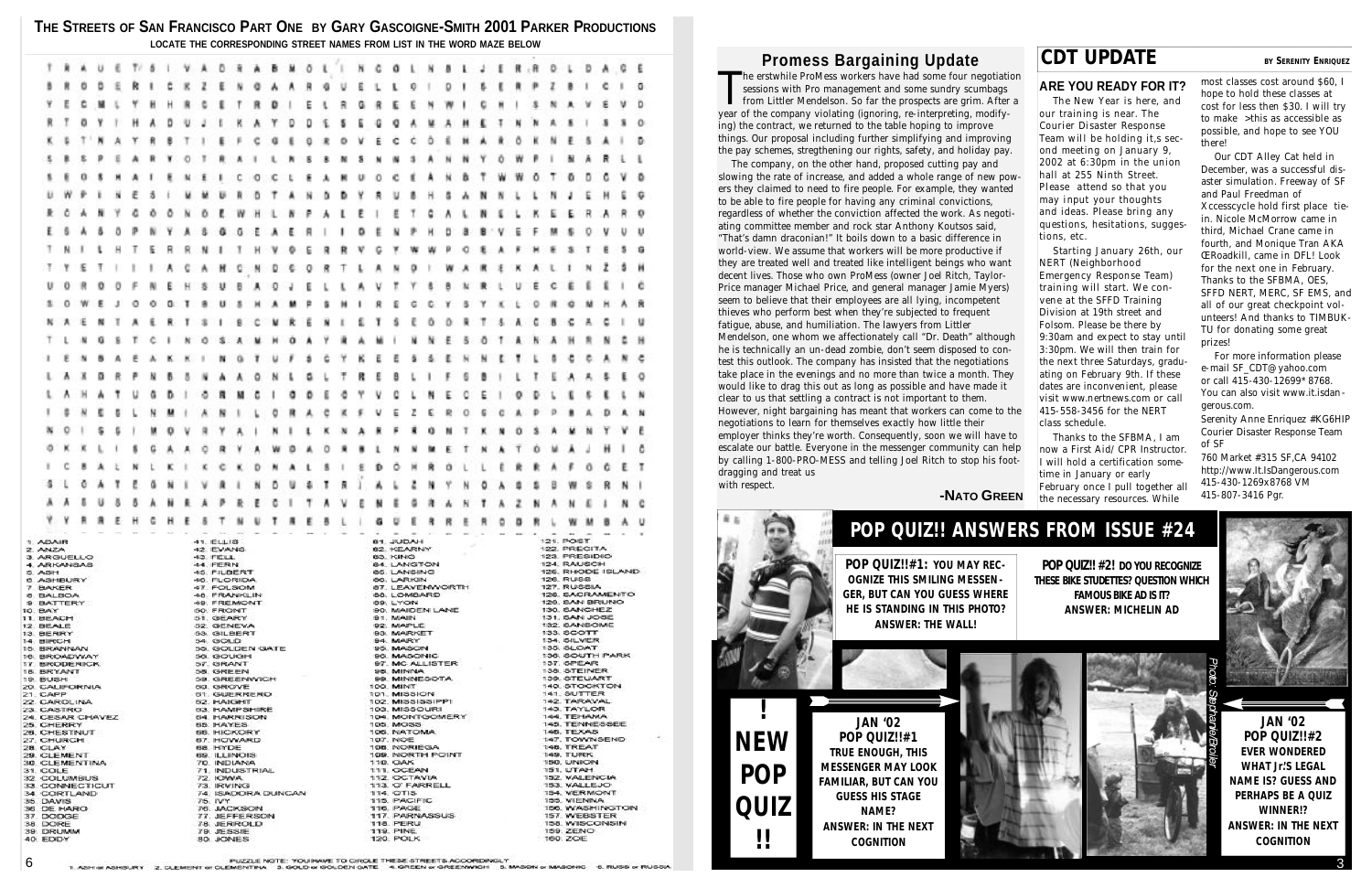# THE STREETS OF SAN FRANCISCO PART ONE BY GARY GASCOIGNE-SMITH 2001 PARKER PRODUCTIONS

LOCATE THE CORRESPONDING STREET NAMES FROM LIST IN THE WORD MAZE BELOW

```
T R A U E T S I V A O R A B M O L I N C O L N B L J E R O L D A C E
B R O D E R I C K Z E N O A A R O U E L L O I D I S E R P Z B I C I O
Y E C M L Y H H R C E T R D I E L R O R E E N W I C H I S N A K E V D
R T O Y I H A D U J I K A Y D O E S E O O A M A H E T N N A S I S S O
K S T N A Y R S T I E F C G E O R O V E C O D E H A R O K N E A A I D
S B S P E A R Y O T R A I L K S S N S N N S A N N Y O W P I N A R L L
S E O S H A I E N E I C O C L E A M U O C E A N B T W W O T O D C V O
U W P I N E S I M M U R D T A N D D Y R U B H S A N N L L N J E H E G
R C A N Y C O O N O E W H L N P A L E I E T C A L N E L K E E R A R O
E S A S O P N Y A S G O E A E R I I D E M P H D B B V E F M S O V U U
T N I L H T E R R N I T H V O E R R V C Y W W P O E A F H E S T E S G
T Y E T I I I A C A H C N D C O R T L A N D I W A R E K A L I N Z S H
U O R O D F N E H S U S A O J E L L A V T Y S B N R L U E C E E I I C
S O W E J O O G T B U S H A M P S H I R E C C Y S Y K L O R O M H A R
N A E N T A E R T S I E C M R E N I E T S E O D R T S A C B C A C I U
T L N G S T C I N O S A M H O A Y R A M I N N E S O T A N A H R N C H
I E N B A E A K K I N O T U F S C Y K E E S S E H N E T L S C C A N C
L A X D R P N B S N A A O N L S L T R E B L I F S B I L T E A A S E O
L A H A T U G D I O R M C I O D E O Y V O L N E C E I O D L L E S E L N
I S N E S L N M I A N I L O R A C K F V E Z E R O S C A P P S A D A N
N O I S S I M O V R Y A I N I L K N A R F R O N T K N O S A M N Y V E
O K K L I S C A A O R Y A W D A O R B L N N M E T N A T O M A J H I C
I C B A L N L K I K C K D N A L S I E D O H R O L L E R R A F O G E T
S L O A T E G N I V R I N D U S T R I A L Z N Y N O A S S B W S R N I
A A S U S S A N R A P R E C I T A V E N E G R A N T A Z N A N E I N G
Y Y R R E H C H E S T N U T R E B L I G U E R R E R O O R L W M S A U
```

| | | | |
|---|---|---|---|
| 1. ADAIR | 41. ELLIS | 81. JUDAH | 121. POST |
| 2. ANZA | 42. EVANS | 82. KEARNY | 122. PRECITA |
| 3. ARGUELLO | 43. FELL | 83. KING | 123. PRESIDIO |
| 4. ARKANSAS | 44. FERN | 84. LANGTON | 124. RAUSCH |
| 5. ASH | 45. FILBERT | 85. LANSING | 125. RHODE ISLAND |
| 6. ASHBURY | 46. FLORIDA | 86. LARKIN | 126. RUSS |
| 7. BAKER | 47. FOLSOM | 87. LEAVENWORTH | 127. RUSSIA |
| 8. BALBOA | 48. FRANKLIN | 88. LOMBARD | 128. SACRAMENTO |
| 9. BATTERY | 49. FREMONT | 89. LYON | 129. SAN BRUNO |
| 10. BAY | 50. FRONT | 90. MAIDEN LANE | 130. SANCHEZ |
| 11. BEACH | 51. GEARY | 91. MAIN | 131. SAN JOSE |
| 12. BEALE | 52. GENEVA | 92. MAPLE | 132. SANSOME |
| 13. BERRY | 53. GILBERT | 93. MARKET | 133. SCOTT |
| 14. BIRCH | 54. GOLD | 94. MARY | 134. SILVER |
| 15. BRANNAN | 55. GOLDEN GATE | 95. MASON | 135. SLOAT |
| 16. BROADWAY | 56. GOUGH | 96. MASONIC | 136. SOUTH PARK |
| 17. BRODERICK | 57. GRANT | 97. MC ALLISTER | 137. SPEAR |
| 18. BRYANT | 58. GREEN | 98. MINNA | 138. STEINER |
| 19. BUSH | 59. GREENWICH | 99. MINNESOTA | 139. STEUART |
| 20. CALIFORNIA | 60. GROVE | 100. MINT | 140. STOCKTON |
| 21. CAPP | 61. GUERRERO | 101. MISSION | 141. SUTTER |
| 22. CAROLINA | 62. HAIGHT | 102. MISSISSIPPI | 142. TARAVAL |
| 23. CASTRO | 63. HAMPSHIRE | 103. MISSOURI | 143. TAYLOR |
| 24. CESAR CHAVEZ | 64. HARRISON | 104. MONTGOMERY | 144. TEHAMA |
| 25. CHERRY | 65. HAYES | 105. MOSS | 145. TENNESSEE |
| 26. CHESTNUT | 66. HICKORY | 106. NATOMA | 146. TEXAS |
| 27. CHURCH | 67. HOWARD | 107. NOE | 147. TOWNSEND |
| 28. CLAY | 68. HYDE | 108. NORIEGA | 148. TREAT |
| 29. CLEMENT | 69. ILLINOIS | 109. NORTH POINT | 149. TURK |
| 30. CLEMENTINA | 70. INDIANA | 110. OAK | 150. UNION |
| 31. COLE | 71. INDUSTRIAL | 111. OCEAN | 151. UTAH |
| 32. COLUMBUS | 72. IOWA | 112. OCTAVIA | 152. VALENCIA |
| 33. CONNECTICUT | 73. IRVING | 113. O' FARRELL | 153. VALLEJO |
| 34. CORTLAND | 74. ISADORA DUNCAN | 114. OTIS | 154. VERMONT |
| 35. DAVIS | 75. IVY | 115. PACIFIC | 155. VIENNA |
| 36. DE HARO | 76. JACKSON | 116. PAGE | 156. WASHINGTON |
| 37. DODGE | 77. JEFFERSON | 117. PARNASSUS | 157. WEBSTER |
| 38. DORE | 78. JERROLD | 118. PERU | 158. WISCONSIN |
| 39. DRUMM | 79. JESSIE | 119. PINE | 159. ZENO |
| 40. EDDY | 80. JONES | 120. POLK | 160. ZOE |

PUZZLE NOTE: YOU HAVE TO CIRCLE THESE STREETS ACCORDINGLY: 1. ASH or ASHBURY 2. CLEMENT or CLEMENTINA 3. GOLD or GOLDEN GATE 4. GREEN or GREENWICH 5. MASON or MASONIC 6. RUSS or RUSSIA

## Promess Bargaining Update

The erstwhile ProMess workers have had some four negotiation sessions with Pro management and some sundry scumbags from Littler Mendelson. So far the prospects are grim. After a year of the company violating (ignoring, re-interpreting, modifying) the contract, we returned to the table hoping to improve things. Our proposal including further simplifying and improving the pay schemes, stregthening our rights, safety, and holiday pay.

The company, on the other hand, proposed cutting pay and slowing the rate of increase, and added a whole range of new powers they claimed to need to fire people. For example, they wanted to be able to fire people for having any criminal convictions, regardless of whether the conviction affected the work. As negotiating committee member and rock star Anthony Koutsos said, "That's damn draconian!" It boils down to a basic difference in world-view. We assume that workers will be more productive if they are treated well and treated like intelligent beings who want decent lives. Those who own ProMess (owner Joel Ritch, Taylor-Price manager Michael Price, and general manager Jamie Myers) seem to believe that their employees are all lying, incompetent thieves who perform best when they're subjected to frequent fatigue, abuse, and humiliation. The lawyers from Littler Mendelson, one whom we affectionately call "Dr. Death" although he is technically an un-dead zombie, don't seem disposed to contest this outlook. The company has insisted that the negotiations take place in the evenings and no more than twice a month. They would like to drag this out as long as possible and have made it clear to us that settling a contract is not important to them. However, night bargaining has meant that workers can come to the negotiations to learn for themselves exactly how little their employer thinks they're worth. Consequently, soon we will have to escalate our battle. Everyone in the messenger community can help by calling 1-800-PRO-MESS and telling Joel Ritch to stop his foot-dragging and treat us with respect.

-NATO GREEN

## CDT UPDATE

BY SERENITY ENRIQUEZ

### ARE YOU READY FOR IT?

The New Year is here, and our training is near. The Courier Disaster Response Team will be holding it,s second meeting on January 9, 2002 at 6:30pm in the union hall at 255 Ninth Street. Please attend so that you may input your thoughts and ideas. Please bring any questions, hesitations, suggestions, etc.

Starting January 26th, our NERT (Neighborhood Emergency Response Team) training will start. We convene at the SFFD Training Division at 19th street and Folsom. Please be there by 9:30am and expect to stay until 3:30pm. We will then train for the next three Saturdays, graduating on February 9th. If these dates are inconvenient, please visit www.nertnews.com or call 415-558-3456 for the NERT class schedule.

Thanks to the SFBMA, I am now a First Aid/ CPR Instructor. I will hold a certification sometime in January or early February once I pull together all the necessary resources. While most classes cost around $60, I hope to hold these classes at cost for less then $30. I will try to make >this as accessible as possible, and hope to see YOU there!

Our CDT Alley Cat held in December, was a successful disaster simulation. Freeway of SF and Paul Freedman of Xccesscycle hold first place tie-in. Nicole McMorrow came in third, Michael Crane came in fourth, and Monique Tran AKA ŒRoadkill, came in DFL! Look for the next one in February. Thanks to the SFBMA, OES, SFFD NERT, MERC, SF EMS, and all of our great checkpoint volunteers! And thanks to TIMBUK-TU for donating some great prizes!

For more information please e-mail SF_CDT@yahoo.com or call 415-430-12699*8768. You can also visit www.it.isdangerous.com.

Serenity Anne Enriquez #KG6HIP
Courier Disaster Response Team of SF
760 Market #315 SF,CA 94102
http://www.It.IsDangerous.com
415-430-1269x8768 VM
415-807-3416 Pgr.

## POP QUIZ!! ANSWERS FROM ISSUE #24

**POP QUIZ!!#1: YOU MAY RECOGNIZE THIS SMILING MESSENGER, BUT CAN YOU GUESS WHERE HE IS STANDING IN THIS PHOTO? ANSWER: THE WALL!**

**POP QUIZ!! #2! DO YOU RECOGNIZE THESE BIKE STUDETTES? QUESTION WHICH FAMOUS BIKE AD IS IT? ANSWER: MICHELIN AD**

**! NEW POP QUIZ !!**

**JAN '02 POP QUIZ!!#1**
**TRUE ENOUGH, THIS MESSENGER MAY LOOK FAMILIAR, BUT CAN YOU GUESS HIS STAGE NAME?**
**ANSWER: IN THE NEXT COGNITION**

Photo: Stephanie Brolier

**JAN '02 POP QUIZ!!#2**
**EVER WONDERED WHAT Jr.'S LEGAL NAME IS? GUESS AND PERHAPS BE A QUIZ WINNER!?**
**ANSWER: IN THE NEXT COGNITION**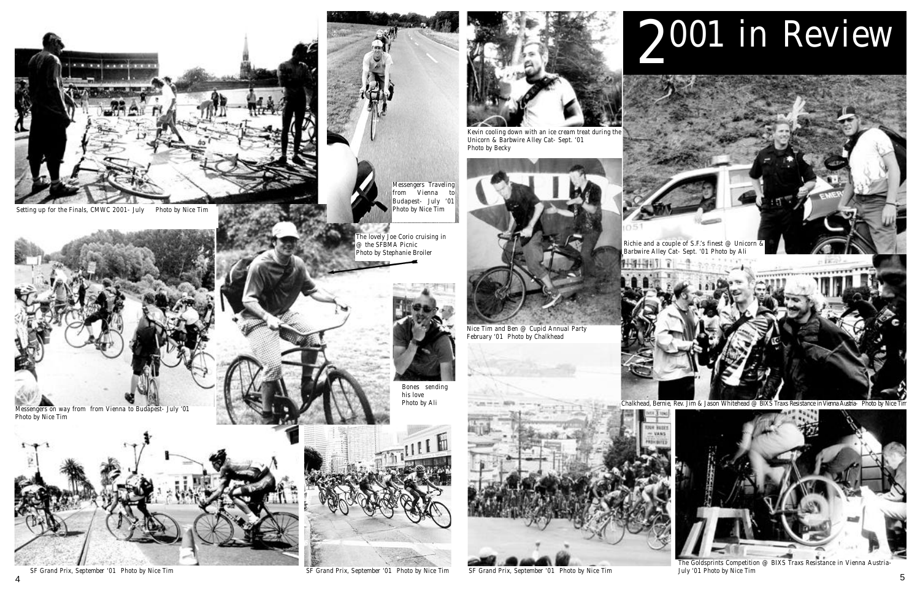# 2001 in Review

Setting up for the Finals, CMWC 2001- July Photo by Nice Tim

Messengers Traveling from Vienna to Budapest- July '01 Photo by Nice Tim

Kevin cooling down with an ice cream treat during the Unicorn & Barbwire Alley Cat- Sept. '01 Photo by Becky

Richie and a couple of S.F.'s finest @ Unicorn & Barbwire Alley Cat- Sept. '01 Photo by Ali

Messengers on way from from Vienna to Budapest- July '01 Photo by Nice Tim

The lovely Joe Corio cruising in @ the SFBMA Picnic Photo by Stephanie Broiler

Bones sending his love Photo by Ali

Nice Tim and Ben @ Cupid Annual Party February '01 Photo by Chalkhead

Chalkhead, Bernie, Rev. Jim & Jason Whitehead @ BIXS Traxs Resistance in Vienna Austria- Photo by Nice Tim

SF Grand Prix, September '01 Photo by Nice Tim

SF Grand Prix, September '01 Photo by Nice Tim

SF Grand Prix, September '01 Photo by Nice Tim

The Goldsprints Competition @ BIXS Traxs Resistance in Vienna Austria- July '01 Photo by Nice Tim